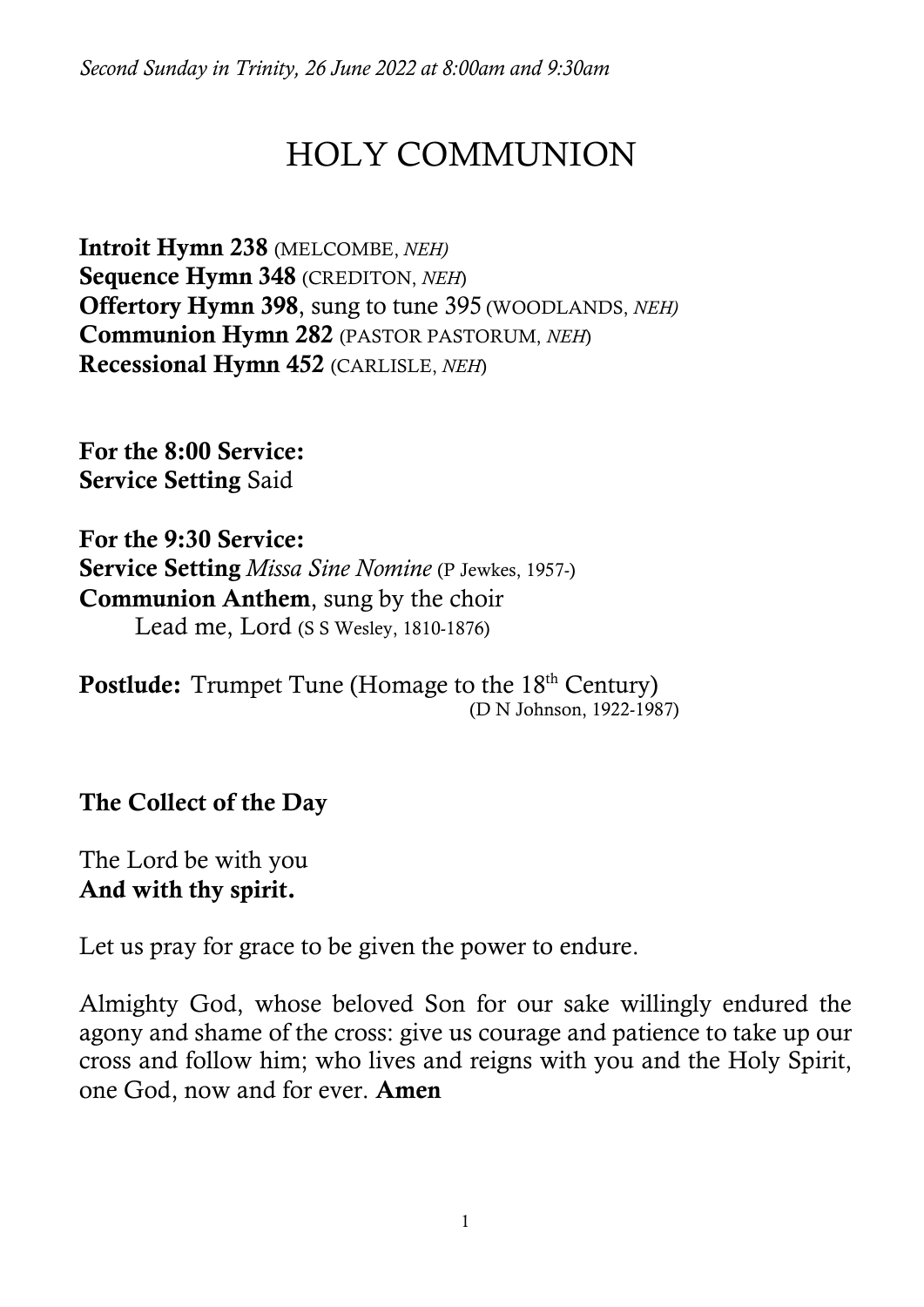*Second Sunday in Trinity, 26 June 2022 at 8:00am and 9:30am*

# HOLY COMMUNION

**Introit Hymn 238** (MELCOMBE, *NEH)*
**Sequence Hymn 348** (CREDITON, *NEH*)
**Offertory Hymn 398**, sung to tune 395 (WOODLANDS, *NEH)*
**Communion Hymn 282** (PASTOR PASTORUM, *NEH*)
**Recessional Hymn 452** (CARLISLE, *NEH*)

**For the 8:00 Service:**
**Service Setting** Said

**For the 9:30 Service:**
**Service Setting** *Missa Sine Nomine* (P Jewkes, 1957-)
**Communion Anthem**, sung by the choir
Lead me, Lord (S S Wesley, 1810-1876)

**Postlude:** Trumpet Tune (Homage to the 18th Century)
(D N Johnson, 1922-1987)

## The Collect of the Day

The Lord be with you
**And with thy spirit.**

Let us pray for grace to be given the power to endure.

Almighty God, whose beloved Son for our sake willingly endured the agony and shame of the cross: give us courage and patience to take up our cross and follow him; who lives and reigns with you and the Holy Spirit, one God, now and for ever. **Amen**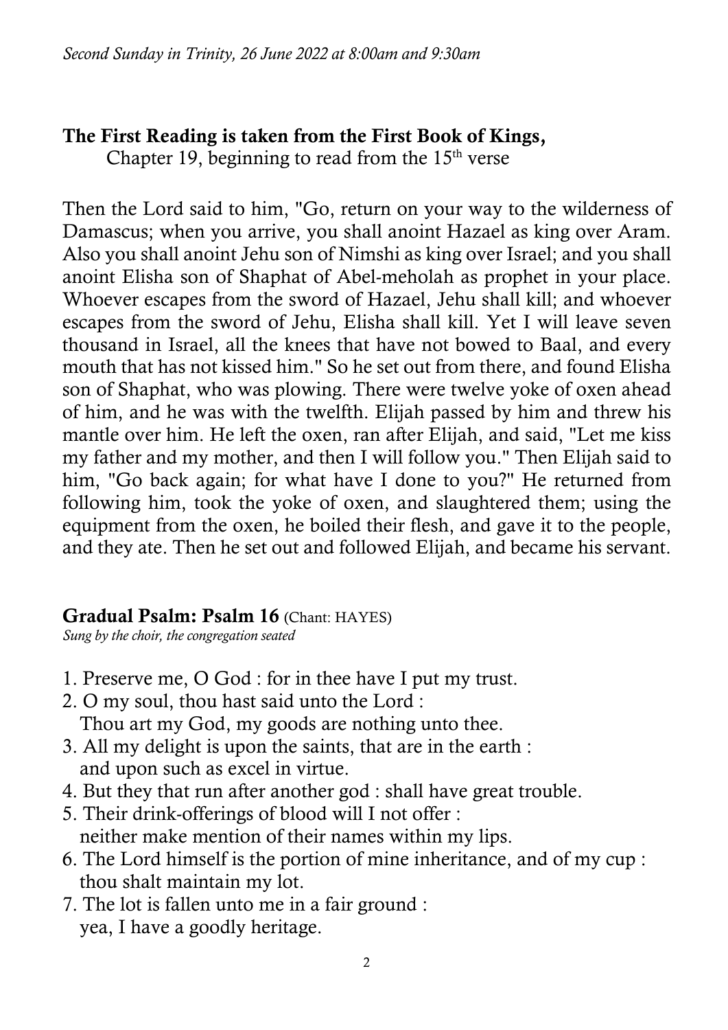*Second Sunday in Trinity, 26 June 2022 at 8:00am and 9:30am*

**The First Reading is taken from the First Book of Kings,**
Chapter 19, beginning to read from the 15th verse

Then the Lord said to him, "Go, return on your way to the wilderness of Damascus; when you arrive, you shall anoint Hazael as king over Aram. Also you shall anoint Jehu son of Nimshi as king over Israel; and you shall anoint Elisha son of Shaphat of Abel-meholah as prophet in your place. Whoever escapes from the sword of Hazael, Jehu shall kill; and whoever escapes from the sword of Jehu, Elisha shall kill. Yet I will leave seven thousand in Israel, all the knees that have not bowed to Baal, and every mouth that has not kissed him." So he set out from there, and found Elisha son of Shaphat, who was plowing. There were twelve yoke of oxen ahead of him, and he was with the twelfth. Elijah passed by him and threw his mantle over him. He left the oxen, ran after Elijah, and said, "Let me kiss my father and my mother, and then I will follow you." Then Elijah said to him, "Go back again; for what have I done to you?" He returned from following him, took the yoke of oxen, and slaughtered them; using the equipment from the oxen, he boiled their flesh, and gave it to the people, and they ate. Then he set out and followed Elijah, and became his servant.

**Gradual Psalm: Psalm 16** (Chant: HAYES)
*Sung by the choir, the congregation seated*

1. Preserve me, O God : for in thee have I put my trust.
2. O my soul, thou hast said unto the Lord :
   Thou art my God, my goods are nothing unto thee.
3. All my delight is upon the saints, that are in the earth :
   and upon such as excel in virtue.
4. But they that run after another god : shall have great trouble.
5. Their drink-offerings of blood will I not offer :
   neither make mention of their names within my lips.
6. The Lord himself is the portion of mine inheritance, and of my cup :
   thou shalt maintain my lot.
7. The lot is fallen unto me in a fair ground :
   yea, I have a goodly heritage.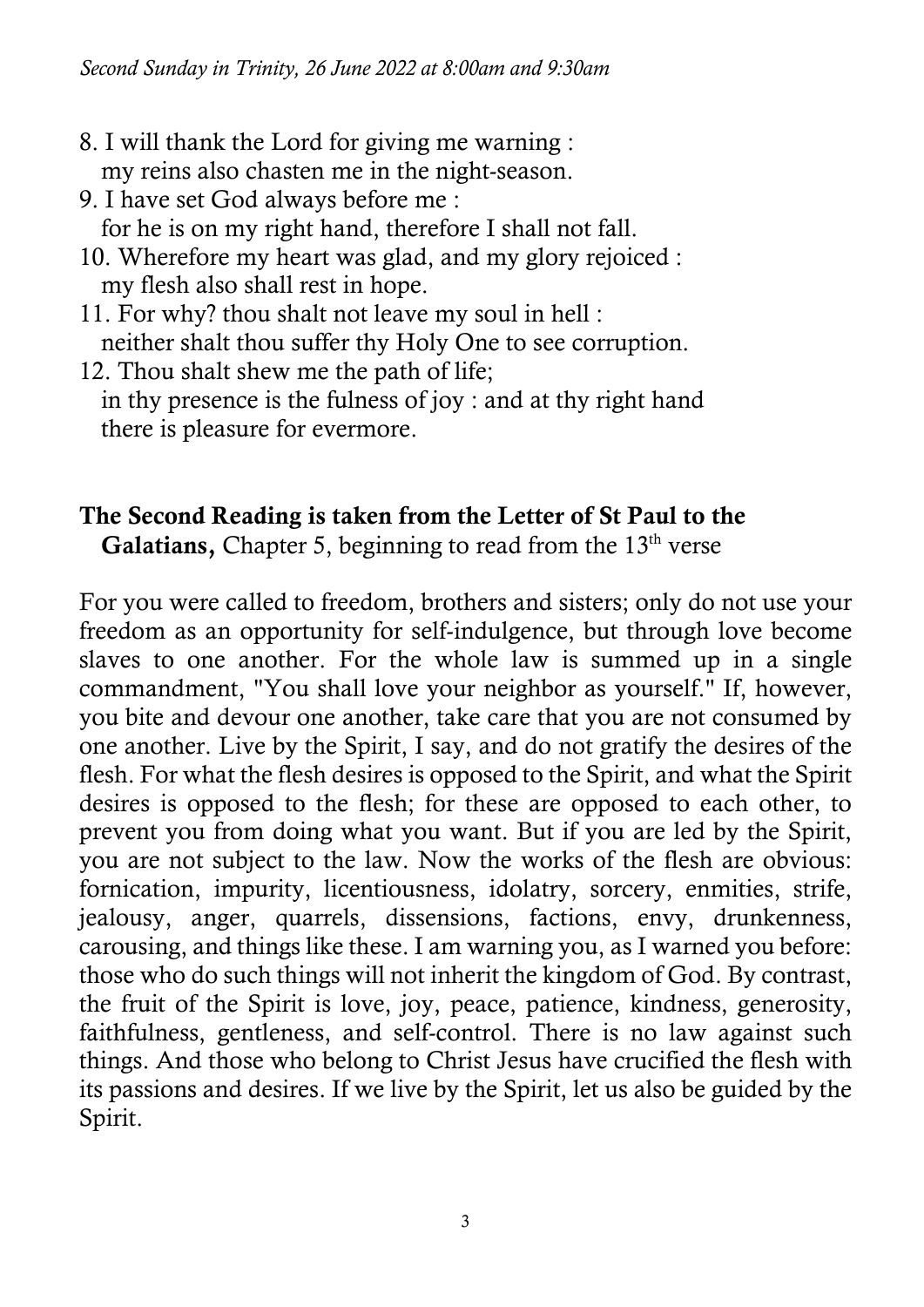8. I will thank the Lord for giving me warning :
   my reins also chasten me in the night-season.
9. I have set God always before me :
   for he is on my right hand, therefore I shall not fall.
10. Wherefore my heart was glad, and my glory rejoiced :
   my flesh also shall rest in hope.
11. For why? thou shalt not leave my soul in hell :
   neither shalt thou suffer thy Holy One to see corruption.
12. Thou shalt shew me the path of life;
   in thy presence is the fulness of joy : and at thy right hand
   there is pleasure for evermore.

**The Second Reading is taken from the Letter of St Paul to the Galatians,** Chapter 5, beginning to read from the 13th verse

For you were called to freedom, brothers and sisters; only do not use your freedom as an opportunity for self-indulgence, but through love become slaves to one another. For the whole law is summed up in a single commandment, "You shall love your neighbor as yourself." If, however, you bite and devour one another, take care that you are not consumed by one another. Live by the Spirit, I say, and do not gratify the desires of the flesh. For what the flesh desires is opposed to the Spirit, and what the Spirit desires is opposed to the flesh; for these are opposed to each other, to prevent you from doing what you want. But if you are led by the Spirit, you are not subject to the law. Now the works of the flesh are obvious: fornication, impurity, licentiousness, idolatry, sorcery, enmities, strife, jealousy, anger, quarrels, dissensions, factions, envy, drunkenness, carousing, and things like these. I am warning you, as I warned you before: those who do such things will not inherit the kingdom of God. By contrast, the fruit of the Spirit is love, joy, peace, patience, kindness, generosity, faithfulness, gentleness, and self-control. There is no law against such things. And those who belong to Christ Jesus have crucified the flesh with its passions and desires. If we live by the Spirit, let us also be guided by the Spirit.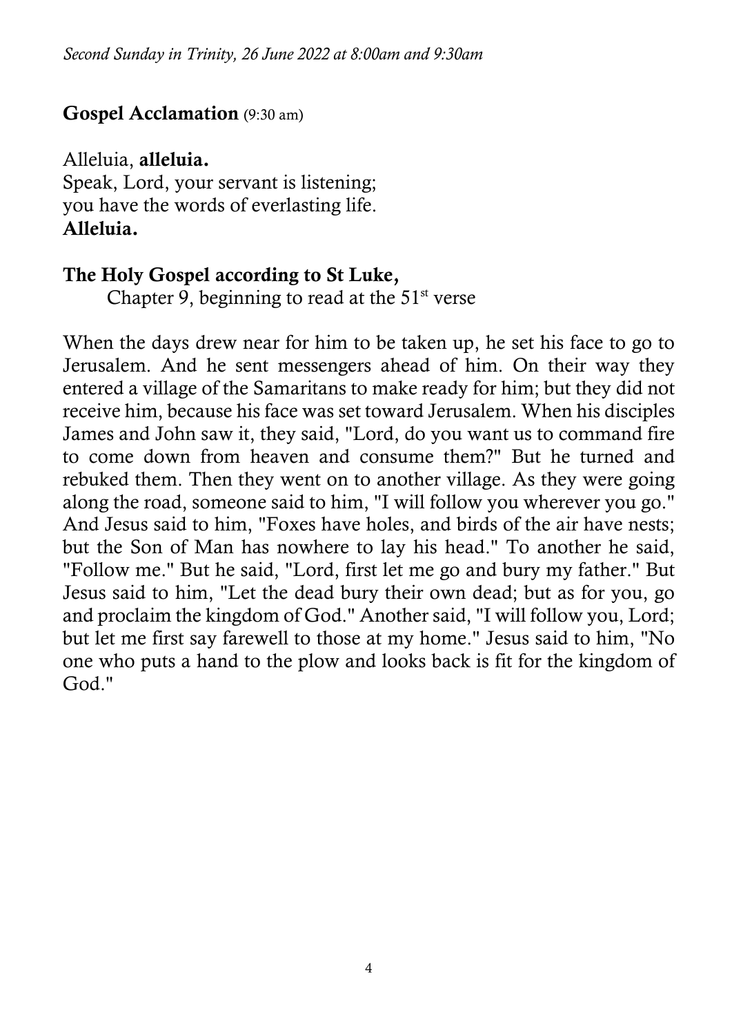## Gospel Acclamation (9:30 am)

Alleluia, **alleluia.**
Speak, Lord, your servant is listening;
you have the words of everlasting life.
**Alleluia.**

## The Holy Gospel according to St Luke,

Chapter 9, beginning to read at the 51st verse

When the days drew near for him to be taken up, he set his face to go to Jerusalem. And he sent messengers ahead of him. On their way they entered a village of the Samaritans to make ready for him; but they did not receive him, because his face was set toward Jerusalem. When his disciples James and John saw it, they said, "Lord, do you want us to command fire to come down from heaven and consume them?" But he turned and rebuked them. Then they went on to another village. As they were going along the road, someone said to him, "I will follow you wherever you go." And Jesus said to him, "Foxes have holes, and birds of the air have nests; but the Son of Man has nowhere to lay his head." To another he said, "Follow me." But he said, "Lord, first let me go and bury my father." But Jesus said to him, "Let the dead bury their own dead; but as for you, go and proclaim the kingdom of God." Another said, "I will follow you, Lord; but let me first say farewell to those at my home." Jesus said to him, "No one who puts a hand to the plow and looks back is fit for the kingdom of God."